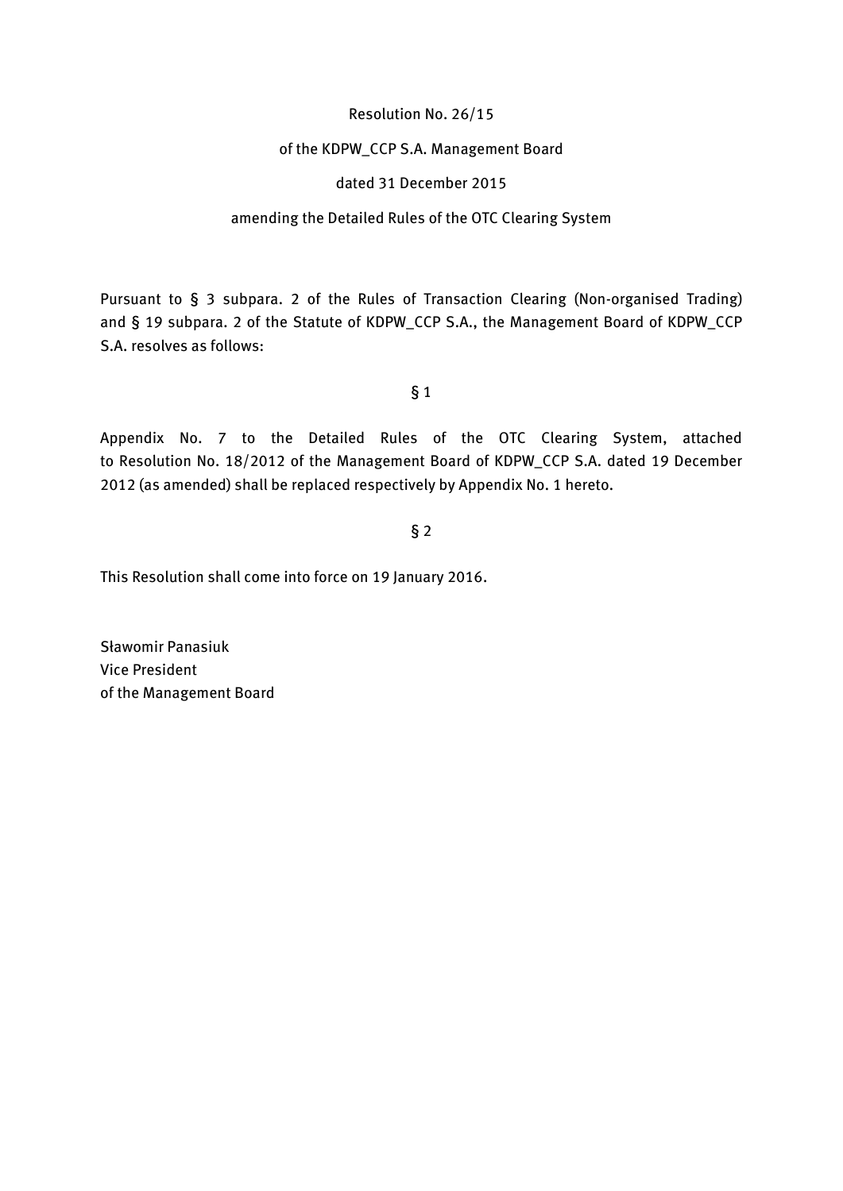Resolution No. 26/15

of the KDPW_CCP S.A. Management Board

dated 31 December 2015

amending the Detailed Rules of the OTC Clearing System

Pursuant to § 3 subpara. 2 of the Rules of Transaction Clearing (Non-organised Trading) and § 19 subpara. 2 of the Statute of KDPW_CCP S.A., the Management Board of KDPW_CCP S.A. resolves as follows:

§ 1

Appendix No. 7 to the Detailed Rules of the OTC Clearing System, attached to Resolution No. 18/2012 of the Management Board of KDPW_CCP S.A. dated 19 December 2012 (as amended) shall be replaced respectively by Appendix No. 1 hereto.

§ 2

This Resolution shall come into force on 19 January 2016.

Sławomir Panasiuk
Vice President
of the Management Board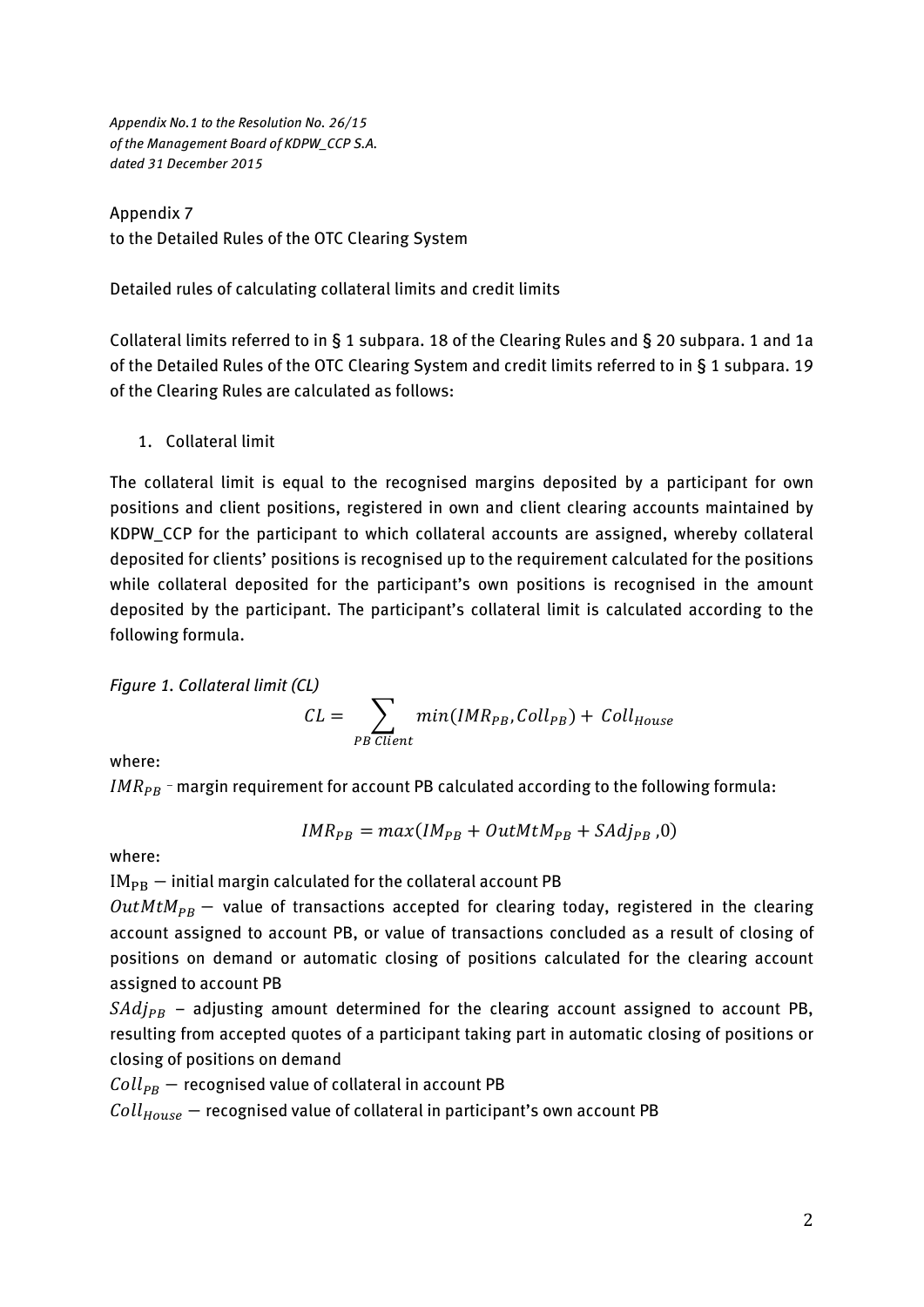*Appendix No.1 to the Resolution No. 26/15*
*of the Management Board of KDPW_CCP S.A.*
*dated 31 December 2015*

Appendix 7
to the Detailed Rules of the OTC Clearing System

Detailed rules of calculating collateral limits and credit limits

Collateral limits referred to in § 1 subpara. 18 of the Clearing Rules and § 20 subpara. 1 and 1a of the Detailed Rules of the OTC Clearing System and credit limits referred to in § 1 subpara. 19 of the Clearing Rules are calculated as follows:

1. Collateral limit

The collateral limit is equal to the recognised margins deposited by a participant for own positions and client positions, registered in own and client clearing accounts maintained by KDPW_CCP for the participant to which collateral accounts are assigned, whereby collateral deposited for clients' positions is recognised up to the requirement calculated for the positions while collateral deposited for the participant's own positions is recognised in the amount deposited by the participant. The participant's collateral limit is calculated according to the following formula.

*Figure 1. Collateral limit (CL)*

$$CL = \sum_{PB\ Client} min(IMR_{PB}, Coll_{PB}) + Coll_{House}$$

where:

$IMR_{PB}$ – margin requirement for account PB calculated according to the following formula:

$$IMR_{PB} = max(IM_{PB} + OutMtM_{PB} + SAdj_{PB}, 0)$$

where:

$IM_{PB}$ – initial margin calculated for the collateral account PB

$OutMtM_{PB}$ – value of transactions accepted for clearing today, registered in the clearing account assigned to account PB, or value of transactions concluded as a result of closing of positions on demand or automatic closing of positions calculated for the clearing account assigned to account PB

$SAdj_{PB}$ – adjusting amount determined for the clearing account assigned to account PB, resulting from accepted quotes of a participant taking part in automatic closing of positions or closing of positions on demand

$Coll_{PB}$ – recognised value of collateral in account PB

$Coll_{House}$ – recognised value of collateral in participant's own account PB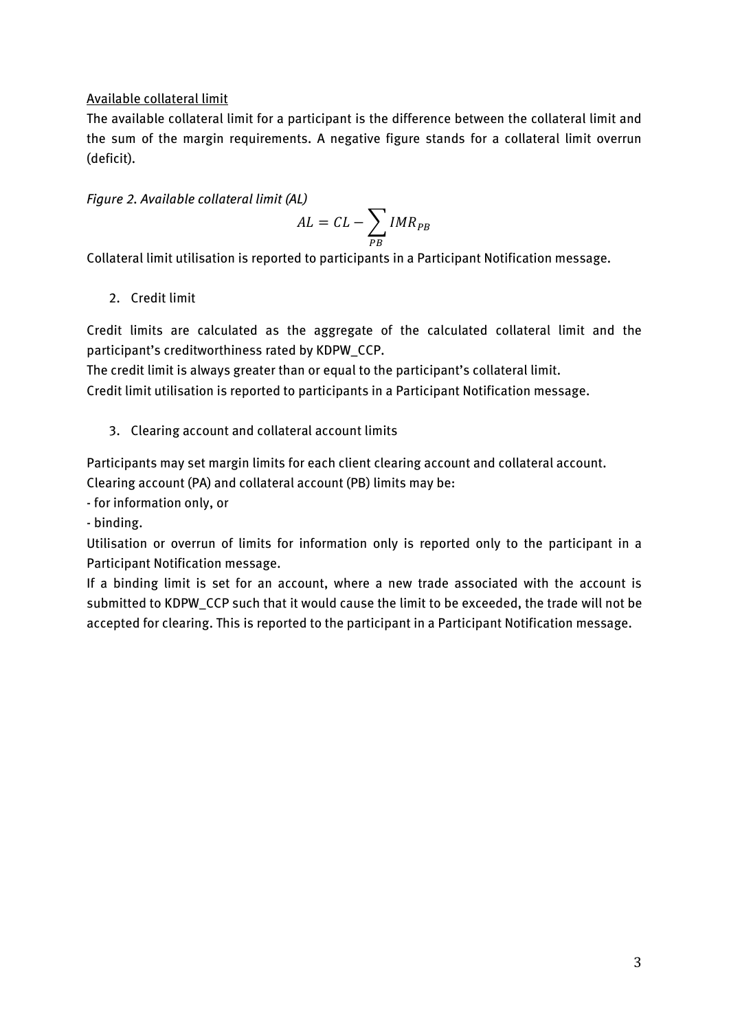Available collateral limit

The available collateral limit for a participant is the difference between the collateral limit and the sum of the margin requirements. A negative figure stands for a collateral limit overrun (deficit).

*Figure 2. Available collateral limit (AL)*

$$AL = CL - \sum_{PB} IMR_{PB}$$

Collateral limit utilisation is reported to participants in a Participant Notification message.

2. Credit limit

Credit limits are calculated as the aggregate of the calculated collateral limit and the participant's creditworthiness rated by KDPW_CCP.

The credit limit is always greater than or equal to the participant's collateral limit.

Credit limit utilisation is reported to participants in a Participant Notification message.

3. Clearing account and collateral account limits

Participants may set margin limits for each client clearing account and collateral account.

Clearing account (PA) and collateral account (PB) limits may be:

- for information only, or
- binding.

Utilisation or overrun of limits for information only is reported only to the participant in a Participant Notification message.

If a binding limit is set for an account, where a new trade associated with the account is submitted to KDPW_CCP such that it would cause the limit to be exceeded, the trade will not be accepted for clearing. This is reported to the participant in a Participant Notification message.